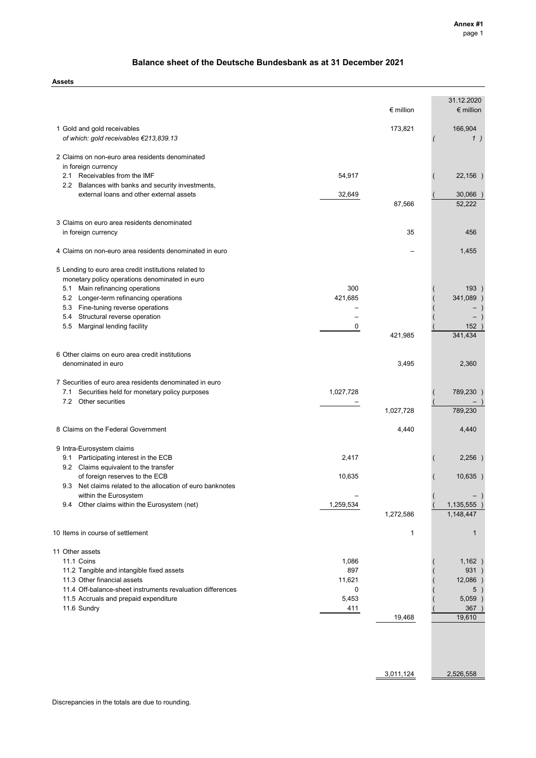Annex #1

# Balance sheet of the Deutsche Bundesbank as at 31 December 2021

**Assets**

| | | € million | 31.12.2020 € million |
|---|---|---|---|
| 1 Gold and gold receivables | | 173,821 | 166,904 |
| *of which: gold receivables €213,839.13* | | | ( 1 ) |
| 2 Claims on non-euro area residents denominated in foreign currency | | | |
| 2.1 Receivables from the IMF | 54,917 | | ( 22,156 ) |
| 2.2 Balances with banks and security investments, external loans and other external assets | 32,649 | | ( 30,066 ) |
| | | 87,566 | 52,222 |
| 3 Claims on euro area residents denominated in foreign currency | | 35 | 456 |
| 4 Claims on non-euro area residents denominated in euro | | – | 1,455 |
| 5 Lending to euro area credit institutions related to monetary policy operations denominated in euro | | | |
| 5.1 Main refinancing operations | 300 | | ( 193 ) |
| 5.2 Longer-term refinancing operations | 421,685 | | ( 341,089 ) |
| 5.3 Fine-tuning reverse operations | – | | ( – ) |
| 5.4 Structural reverse operation | – | | ( – ) |
| 5.5 Marginal lending facility | 0 | | ( 152 ) |
| | | 421,985 | 341,434 |
| 6 Other claims on euro area credit institutions denominated in euro | | 3,495 | 2,360 |
| 7 Securities of euro area residents denominated in euro | | | |
| 7.1 Securities held for monetary policy purposes | 1,027,728 | | ( 789,230 ) |
| 7.2 Other securities | – | | ( – ) |
| | | 1,027,728 | 789,230 |
| 8 Claims on the Federal Government | | 4,440 | 4,440 |
| 9 Intra-Eurosystem claims | | | |
| 9.1 Participating interest in the ECB | 2,417 | | ( 2,256 ) |
| 9.2 Claims equivalent to the transfer of foreign reserves to the ECB | 10,635 | | ( 10,635 ) |
| 9.3 Net claims related to the allocation of euro banknotes within the Eurosystem | – | | ( – ) |
| 9.4 Other claims within the Eurosystem (net) | 1,259,534 | | ( 1,135,555 ) |
| | | 1,272,586 | 1,148,447 |
| 10 Items in course of settlement | | 1 | 1 |
| 11 Other assets | | | |
| 11.1 Coins | 1,086 | | ( 1,162 ) |
| 11.2 Tangible and intangible fixed assets | 897 | | ( 931 ) |
| 11.3 Other financial assets | 11,621 | | ( 12,086 ) |
| 11.4 Off-balance-sheet instruments revaluation differences | 0 | | ( 5 ) |
| 11.5 Accruals and prepaid expenditure | 5,453 | | ( 5,059 ) |
| 11.6 Sundry | 411 | | ( 367 ) |
| | | 19,468 | 19,610 |
| | | 3,011,124 | 2,526,558 |

Discrepancies in the totals are due to rounding.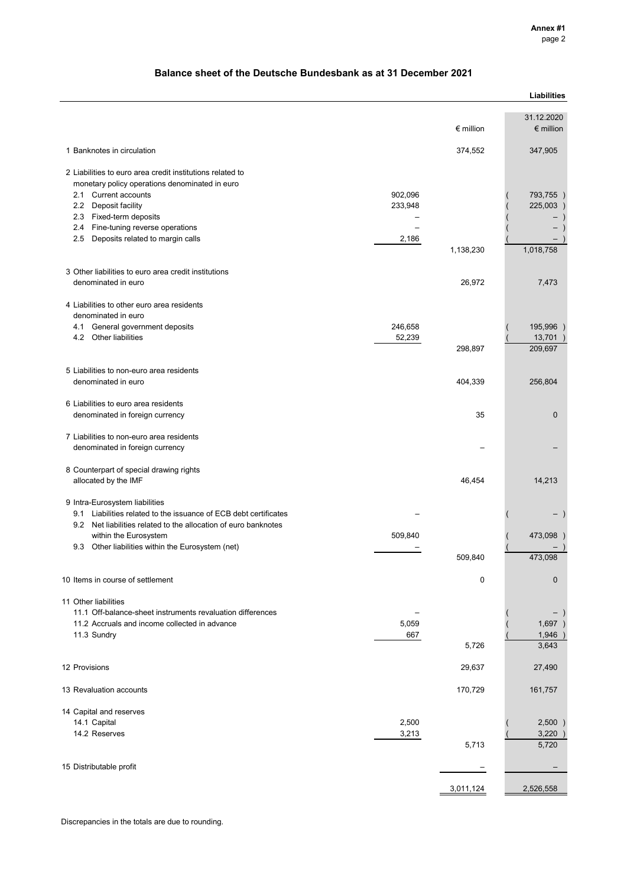Annex #1

## Balance sheet of the Deutsche Bundesbank as at 31 December 2021

**Liabilities**

| | | € million | 31.12.2020 € million |
|---|---|---|---|
| 1 Banknotes in circulation | | 374,552 | 347,905 |
| 2 Liabilities to euro area credit institutions related to monetary policy operations denominated in euro | | | |
| 2.1 Current accounts | 902,096 | | ( 793,755 ) |
| 2.2 Deposit facility | 233,948 | | ( 225,003 ) |
| 2.3 Fixed-term deposits | – | | ( – ) |
| 2.4 Fine-tuning reverse operations | – | | ( – ) |
| 2.5 Deposits related to margin calls | 2,186 | | ( – ) |
| | | 1,138,230 | 1,018,758 |
| 3 Other liabilities to euro area credit institutions denominated in euro | | 26,972 | 7,473 |
| 4 Liabilities to other euro area residents denominated in euro | | | |
| 4.1 General government deposits | 246,658 | | ( 195,996 ) |
| 4.2 Other liabilities | 52,239 | | ( 13,701 ) |
| | | 298,897 | 209,697 |
| 5 Liabilities to non-euro area residents denominated in euro | | 404,339 | 256,804 |
| 6 Liabilities to euro area residents denominated in foreign currency | | 35 | 0 |
| 7 Liabilities to non-euro area residents denominated in foreign currency | | – | – |
| 8 Counterpart of special drawing rights allocated by the IMF | | 46,454 | 14,213 |
| 9 Intra-Eurosystem liabilities | | | |
| 9.1 Liabilities related to the issuance of ECB debt certificates | – | | ( – ) |
| 9.2 Net liabilities related to the allocation of euro banknotes within the Eurosystem | 509,840 | | ( 473,098 ) |
| 9.3 Other liabilities within the Eurosystem (net) | – | | ( – ) |
| | | 509,840 | 473,098 |
| 10 Items in course of settlement | | 0 | 0 |
| 11 Other liabilities | | | |
| 11.1 Off-balance-sheet instruments revaluation differences | – | | ( – ) |
| 11.2 Accruals and income collected in advance | 5,059 | | ( 1,697 ) |
| 11.3 Sundry | 667 | | ( 1,946 ) |
| | | 5,726 | 3,643 |
| 12 Provisions | | 29,637 | 27,490 |
| 13 Revaluation accounts | | 170,729 | 161,757 |
| 14 Capital and reserves | | | |
| 14.1 Capital | 2,500 | | ( 2,500 ) |
| 14.2 Reserves | 3,213 | | ( 3,220 ) |
| | | 5,713 | 5,720 |
| 15 Distributable profit | | – | – |
| | | 3,011,124 | 2,526,558 |

Discrepancies in the totals are due to rounding.